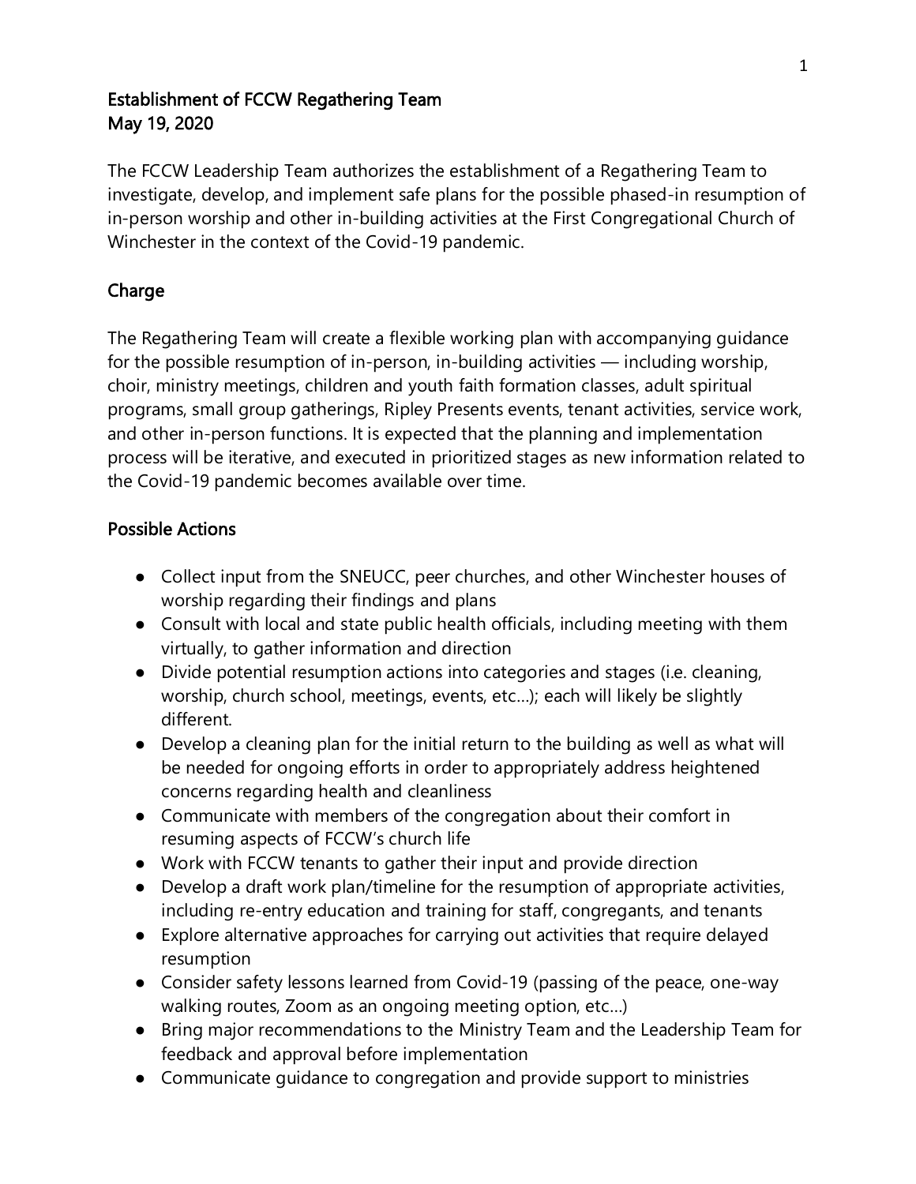# Establishment of FCCW Regathering Team
May 19, 2020

The FCCW Leadership Team authorizes the establishment of a Regathering Team to investigate, develop, and implement safe plans for the possible phased-in resumption of in-person worship and other in-building activities at the First Congregational Church of Winchester in the context of the Covid-19 pandemic.

## Charge

The Regathering Team will create a flexible working plan with accompanying guidance for the possible resumption of in-person, in-building activities — including worship, choir, ministry meetings, children and youth faith formation classes, adult spiritual programs, small group gatherings, Ripley Presents events, tenant activities, service work, and other in-person functions. It is expected that the planning and implementation process will be iterative, and executed in prioritized stages as new information related to the Covid-19 pandemic becomes available over time.

## Possible Actions

- Collect input from the SNEUCC, peer churches, and other Winchester houses of worship regarding their findings and plans
- Consult with local and state public health officials, including meeting with them virtually, to gather information and direction
- Divide potential resumption actions into categories and stages (i.e. cleaning, worship, church school, meetings, events, etc…); each will likely be slightly different.
- Develop a cleaning plan for the initial return to the building as well as what will be needed for ongoing efforts in order to appropriately address heightened concerns regarding health and cleanliness
- Communicate with members of the congregation about their comfort in resuming aspects of FCCW's church life
- Work with FCCW tenants to gather their input and provide direction
- Develop a draft work plan/timeline for the resumption of appropriate activities, including re-entry education and training for staff, congregants, and tenants
- Explore alternative approaches for carrying out activities that require delayed resumption
- Consider safety lessons learned from Covid-19 (passing of the peace, one-way walking routes, Zoom as an ongoing meeting option, etc…)
- Bring major recommendations to the Ministry Team and the Leadership Team for feedback and approval before implementation
- Communicate guidance to congregation and provide support to ministries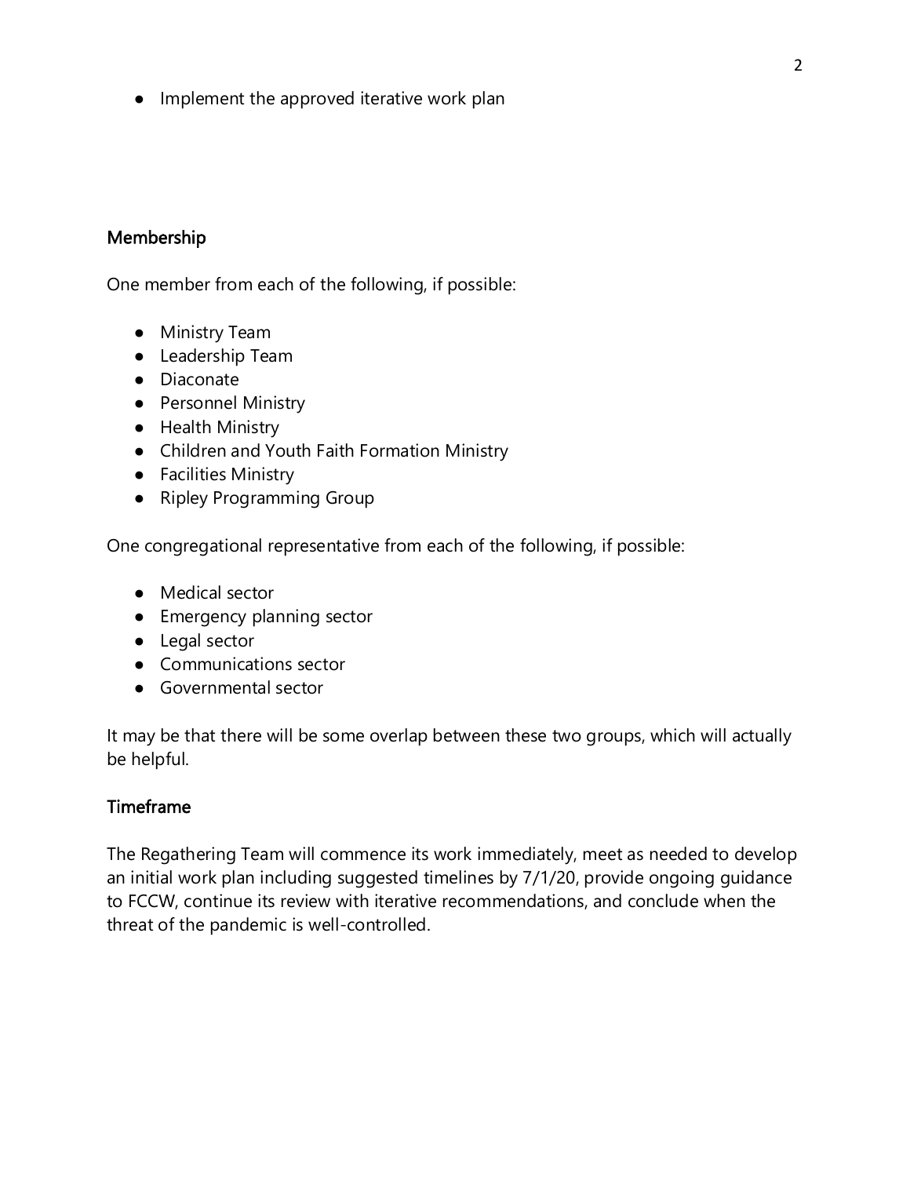- Implement the approved iterative work plan

## Membership

One member from each of the following, if possible:

- Ministry Team
- Leadership Team
- Diaconate
- Personnel Ministry
- Health Ministry
- Children and Youth Faith Formation Ministry
- Facilities Ministry
- Ripley Programming Group

One congregational representative from each of the following, if possible:

- Medical sector
- Emergency planning sector
- Legal sector
- Communications sector
- Governmental sector

It may be that there will be some overlap between these two groups, which will actually be helpful.

## Timeframe

The Regathering Team will commence its work immediately, meet as needed to develop an initial work plan including suggested timelines by 7/1/20, provide ongoing guidance to FCCW, continue its review with iterative recommendations, and conclude when the threat of the pandemic is well-controlled.